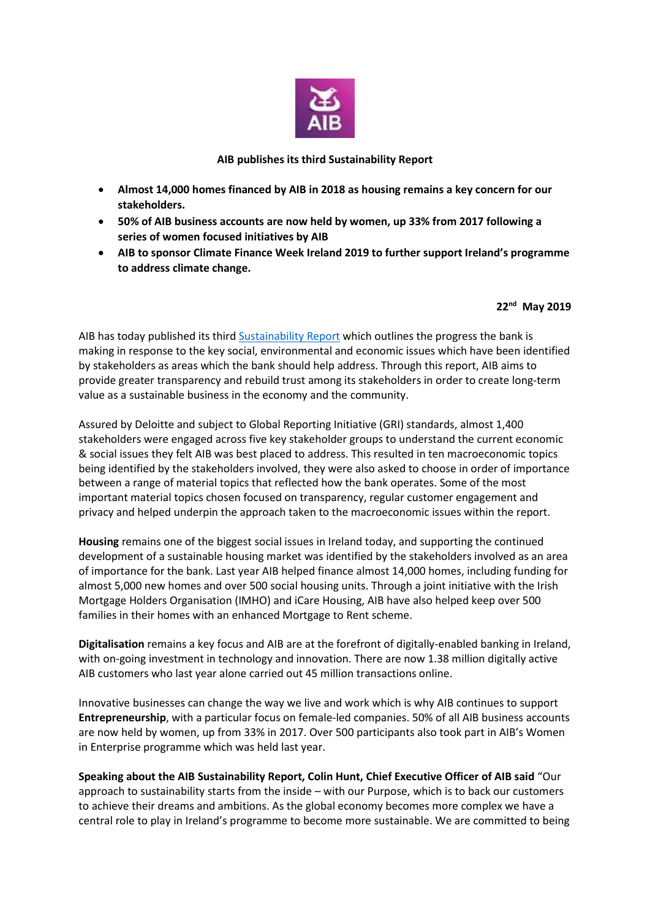**AIB publishes its third Sustainability Report**

- **Almost 14,000 homes financed by AIB in 2018 as housing remains a key concern for our stakeholders.**
- **50% of AIB business accounts are now held by women, up 33% from 2017 following a series of women focused initiatives by AIB**
- **AIB to sponsor Climate Finance Week Ireland 2019 to further support Ireland's programme to address climate change.**

**22nd May 2019**

AIB has today published its third Sustainability Report which outlines the progress the bank is making in response to the key social, environmental and economic issues which have been identified by stakeholders as areas which the bank should help address. Through this report, AIB aims to provide greater transparency and rebuild trust among its stakeholders in order to create long-term value as a sustainable business in the economy and the community.

Assured by Deloitte and subject to Global Reporting Initiative (GRI) standards, almost 1,400 stakeholders were engaged across five key stakeholder groups to understand the current economic & social issues they felt AIB was best placed to address. This resulted in ten macroeconomic topics being identified by the stakeholders involved, they were also asked to choose in order of importance between a range of material topics that reflected how the bank operates. Some of the most important material topics chosen focused on transparency, regular customer engagement and privacy and helped underpin the approach taken to the macroeconomic issues within the report.

**Housing** remains one of the biggest social issues in Ireland today, and supporting the continued development of a sustainable housing market was identified by the stakeholders involved as an area of importance for the bank. Last year AIB helped finance almost 14,000 homes, including funding for almost 5,000 new homes and over 500 social housing units. Through a joint initiative with the Irish Mortgage Holders Organisation (IMHO) and iCare Housing, AIB have also helped keep over 500 families in their homes with an enhanced Mortgage to Rent scheme.

**Digitalisation** remains a key focus and AIB are at the forefront of digitally-enabled banking in Ireland, with on-going investment in technology and innovation. There are now 1.38 million digitally active AIB customers who last year alone carried out 45 million transactions online.

Innovative businesses can change the way we live and work which is why AIB continues to support **Entrepreneurship**, with a particular focus on female-led companies. 50% of all AIB business accounts are now held by women, up from 33% in 2017. Over 500 participants also took part in AIB's Women in Enterprise programme which was held last year.

**Speaking about the AIB Sustainability Report, Colin Hunt, Chief Executive Officer of AIB said** "Our approach to sustainability starts from the inside – with our Purpose, which is to back our customers to achieve their dreams and ambitions. As the global economy becomes more complex we have a central role to play in Ireland's programme to become more sustainable. We are committed to being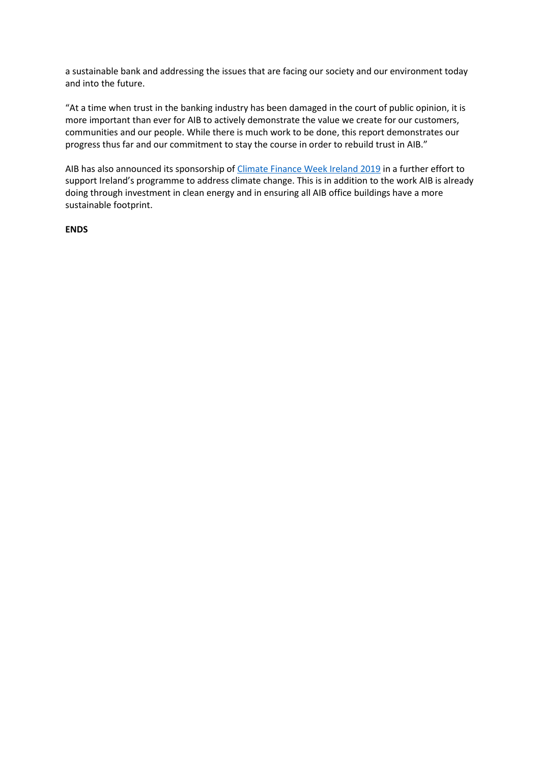a sustainable bank and addressing the issues that are facing our society and our environment today and into the future.

"At a time when trust in the banking industry has been damaged in the court of public opinion, it is more important than ever for AIB to actively demonstrate the value we create for our customers, communities and our people. While there is much work to be done, this report demonstrates our progress thus far and our commitment to stay the course in order to rebuild trust in AIB."

AIB has also announced its sponsorship of Climate Finance Week Ireland 2019 in a further effort to support Ireland's programme to address climate change. This is in addition to the work AIB is already doing through investment in clean energy and in ensuring all AIB office buildings have a more sustainable footprint.

**ENDS**